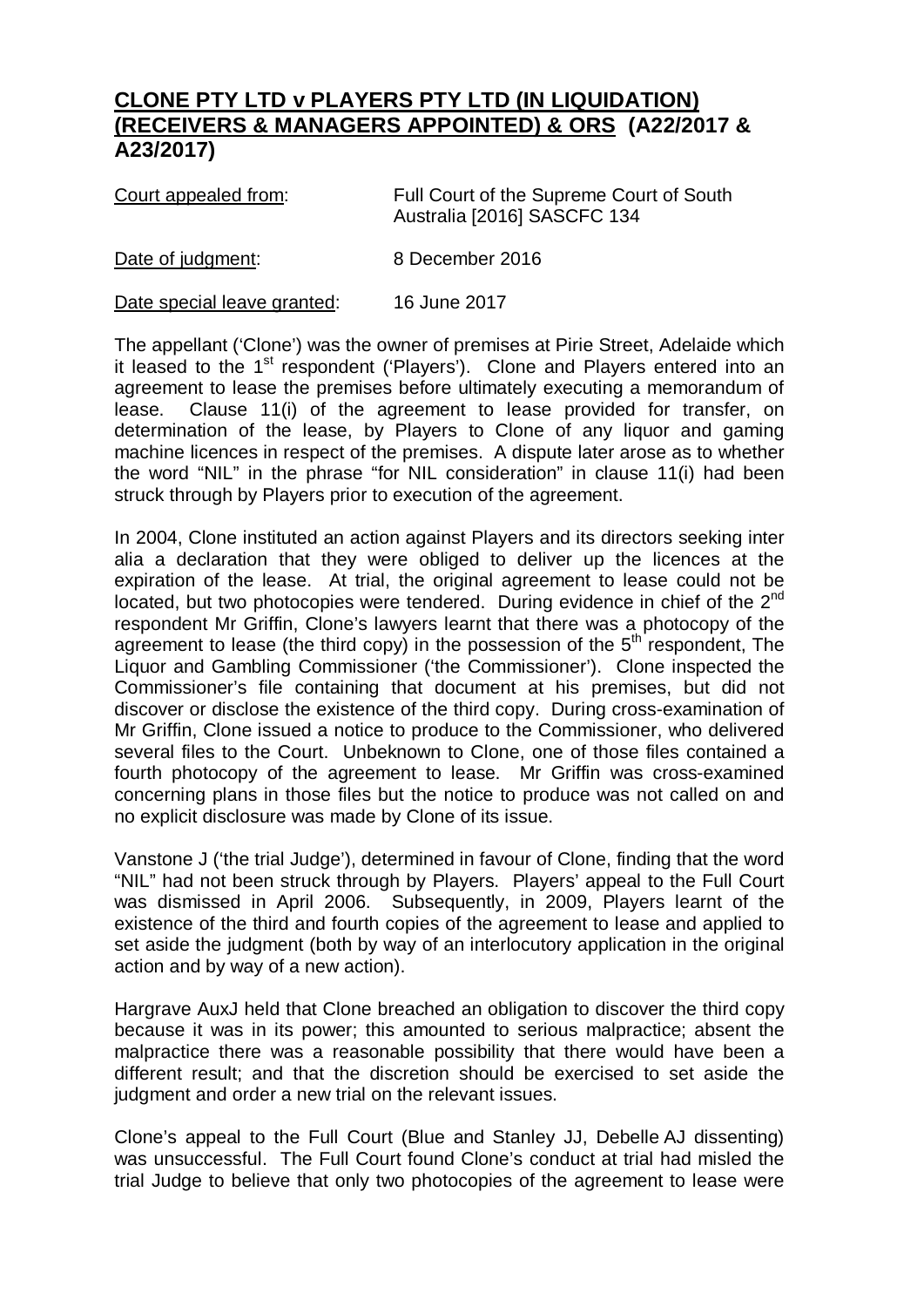# CLONE PTY LTD v PLAYERS PTY LTD (IN LIQUIDATION) (RECEIVERS & MANAGERS APPOINTED) & ORS (A22/2017 & A23/2017)

| | |
|---|---|
| Court appealed from: | Full Court of the Supreme Court of South Australia [2016] SASCFC 134 |
| Date of judgment: | 8 December 2016 |
| Date special leave granted: | 16 June 2017 |

The appellant ('Clone') was the owner of premises at Pirie Street, Adelaide which it leased to the 1st respondent ('Players'). Clone and Players entered into an agreement to lease the premises before ultimately executing a memorandum of lease. Clause 11(i) of the agreement to lease provided for transfer, on determination of the lease, by Players to Clone of any liquor and gaming machine licences in respect of the premises. A dispute later arose as to whether the word "NIL" in the phrase "for NIL consideration" in clause 11(i) had been struck through by Players prior to execution of the agreement.

In 2004, Clone instituted an action against Players and its directors seeking inter alia a declaration that they were obliged to deliver up the licences at the expiration of the lease. At trial, the original agreement to lease could not be located, but two photocopies were tendered. During evidence in chief of the 2nd respondent Mr Griffin, Clone's lawyers learnt that there was a photocopy of the agreement to lease (the third copy) in the possession of the 5th respondent, The Liquor and Gambling Commissioner ('the Commissioner'). Clone inspected the Commissioner's file containing that document at his premises, but did not discover or disclose the existence of the third copy. During cross-examination of Mr Griffin, Clone issued a notice to produce to the Commissioner, who delivered several files to the Court. Unbeknown to Clone, one of those files contained a fourth photocopy of the agreement to lease. Mr Griffin was cross-examined concerning plans in those files but the notice to produce was not called on and no explicit disclosure was made by Clone of its issue.

Vanstone J ('the trial Judge'), determined in favour of Clone, finding that the word "NIL" had not been struck through by Players. Players' appeal to the Full Court was dismissed in April 2006. Subsequently, in 2009, Players learnt of the existence of the third and fourth copies of the agreement to lease and applied to set aside the judgment (both by way of an interlocutory application in the original action and by way of a new action).

Hargrave AuxJ held that Clone breached an obligation to discover the third copy because it was in its power; this amounted to serious malpractice; absent the malpractice there was a reasonable possibility that there would have been a different result; and that the discretion should be exercised to set aside the judgment and order a new trial on the relevant issues.

Clone's appeal to the Full Court (Blue and Stanley JJ, Debelle AJ dissenting) was unsuccessful. The Full Court found Clone's conduct at trial had misled the trial Judge to believe that only two photocopies of the agreement to lease were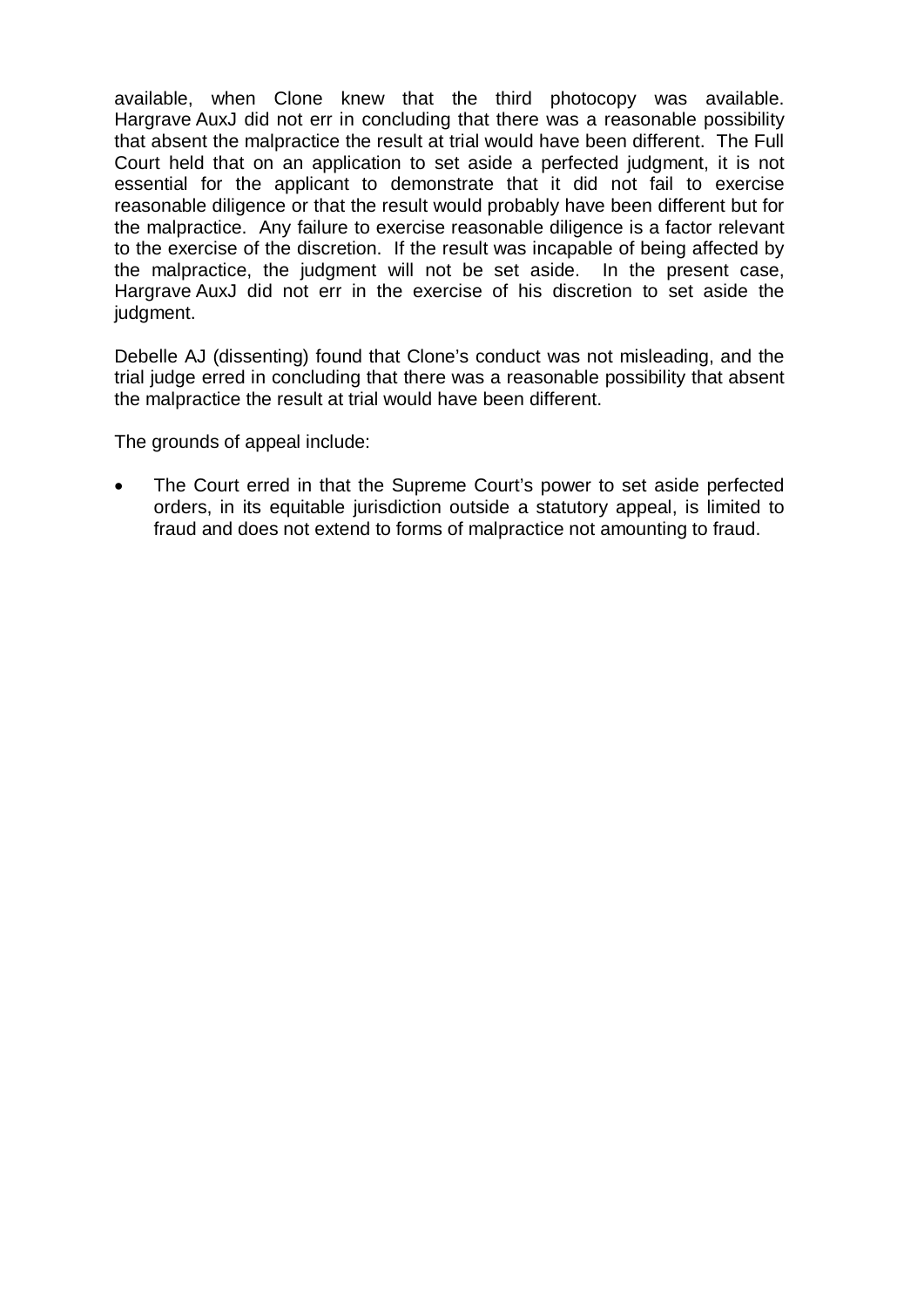available, when Clone knew that the third photocopy was available. Hargrave AuxJ did not err in concluding that there was a reasonable possibility that absent the malpractice the result at trial would have been different. The Full Court held that on an application to set aside a perfected judgment, it is not essential for the applicant to demonstrate that it did not fail to exercise reasonable diligence or that the result would probably have been different but for the malpractice. Any failure to exercise reasonable diligence is a factor relevant to the exercise of the discretion. If the result was incapable of being affected by the malpractice, the judgment will not be set aside. In the present case, Hargrave AuxJ did not err in the exercise of his discretion to set aside the judgment.

Debelle AJ (dissenting) found that Clone's conduct was not misleading, and the trial judge erred in concluding that there was a reasonable possibility that absent the malpractice the result at trial would have been different.

The grounds of appeal include:

- The Court erred in that the Supreme Court's power to set aside perfected orders, in its equitable jurisdiction outside a statutory appeal, is limited to fraud and does not extend to forms of malpractice not amounting to fraud.